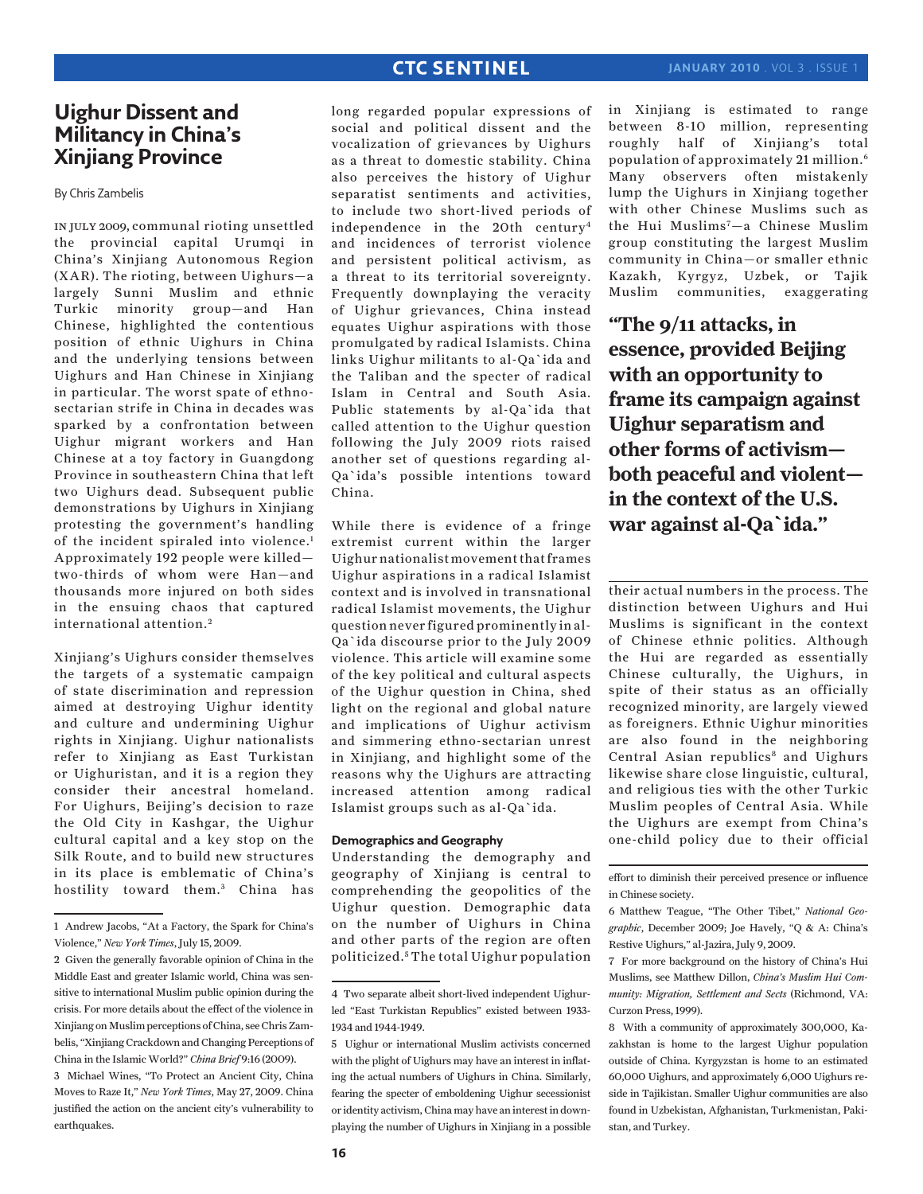# Uighur Dissent and Militancy in China's Xinjiang Province

By Chris Zambelis

In July 2009, communal rioting unsettled the provincial capital Urumqi in China's Xinjiang Autonomous Region (XAR). The rioting, between Uighurs—a largely Sunni Muslim and ethnic Turkic minority group—and Han Chinese, highlighted the contentious position of ethnic Uighurs in China and the underlying tensions between Uighurs and Han Chinese in Xinjiang in particular. The worst spate of ethno-sectarian strife in China in decades was sparked by a confrontation between Uighur migrant workers and Han Chinese at a toy factory in Guangdong Province in southeastern China that left two Uighurs dead. Subsequent public demonstrations by Uighurs in Xinjiang protesting the government's handling of the incident spiraled into violence.[1] Approximately 192 people were killed—two-thirds of whom were Han—and thousands more injured on both sides in the ensuing chaos that captured international attention.[2]

Xinjiang's Uighurs consider themselves the targets of a systematic campaign of state discrimination and repression aimed at destroying Uighur identity and culture and undermining Uighur rights in Xinjiang. Uighur nationalists refer to Xinjiang as East Turkistan or Uighuristan, and it is a region they consider their ancestral homeland. For Uighurs, Beijing's decision to raze the Old City in Kashgar, the Uighur cultural capital and a key stop on the Silk Route, and to build new structures in its place is emblematic of China's hostility toward them.[3] China has long regarded popular expressions of social and political dissent and the vocalization of grievances by Uighurs as a threat to domestic stability. China also perceives the history of Uighur separatist sentiments and activities, to include two short-lived periods of independence in the 20th century[4] and incidences of terrorist violence and persistent political activism, as a threat to its territorial sovereignty. Frequently downplaying the veracity of Uighur grievances, China instead equates Uighur aspirations with those promulgated by radical Islamists. China links Uighur militants to al-Qa`ida and the Taliban and the specter of radical Islam in Central and South Asia. Public statements by al-Qa`ida that called attention to the Uighur question following the July 2009 riots raised another set of questions regarding al-Qa`ida's possible intentions toward China.

While there is evidence of a fringe extremist current within the larger Uighur nationalist movement that frames Uighur aspirations in a radical Islamist context and is involved in transnational radical Islamist movements, the Uighur question never figured prominently in al-Qa`ida discourse prior to the July 2009 violence. This article will examine some of the key political and cultural aspects of the Uighur question in China, shed light on the regional and global nature and implications of Uighur activism and simmering ethno-sectarian unrest in Xinjiang, and highlight some of the reasons why the Uighurs are attracting increased attention among radical Islamist groups such as al-Qa`ida.

## Demographics and Geography

Understanding the demography and geography of Xinjiang is central to comprehending the geopolitics of the Uighur question. Demographic data on the number of Uighurs in China and other parts of the region are often politicized.[5] The total Uighur population in Xinjiang is estimated to range between 8-10 million, representing roughly half of Xinjiang's total population of approximately 21 million.[6] Many observers often mistakenly lump the Uighurs in Xinjiang together with other Chinese Muslims such as the Hui Muslims[7]—a Chinese Muslim group constituting the largest Muslim community in China—or smaller ethnic Kazakh, Kyrgyz, Uzbek, or Tajik Muslim communities, exaggerating their actual numbers in the process. The distinction between Uighurs and Hui Muslims is significant in the context of Chinese ethnic politics. Although the Hui are regarded as essentially Chinese culturally, the Uighurs, in spite of their status as an officially recognized minority, are largely viewed as foreigners. Ethnic Uighur minorities are also found in the neighboring Central Asian republics[8] and Uighurs likewise share close linguistic, cultural, and religious ties with the other Turkic Muslim peoples of Central Asia. While the Uighurs are exempt from China's one-child policy due to their official

**"The 9/11 attacks, in essence, provided Beijing with an opportunity to frame its campaign against Uighur separatism and other forms of activism—both peaceful and violent—in the context of the U.S. war against al-Qa`ida."**

---

1 Andrew Jacobs, "At a Factory, the Spark for China's Violence," *New York Times*, July 15, 2009.

2 Given the generally favorable opinion of China in the Middle East and greater Islamic world, China was sensitive to international Muslim public opinion during the crisis. For more details about the effect of the violence in Xinjiang on Muslim perceptions of China, see Chris Zambelis, "Xinjiang Crackdown and Changing Perceptions of China in the Islamic World?" *China Brief* 9:16 (2009).

3 Michael Wines, "To Protect an Ancient City, China Moves to Raze It," *New York Times*, May 27, 2009. China justified the action on the ancient city's vulnerability to earthquakes.

4 Two separate albeit short-lived independent Uighur-led "East Turkistan Republics" existed between 1933-1934 and 1944-1949.

5 Uighur or international Muslim activists concerned with the plight of Uighurs may have an interest in inflating the actual numbers of Uighurs in China. Similarly, fearing the specter of emboldening Uighur secessionist or identity activism, China may have an interest in downplaying the number of Uighurs in Xinjiang in a possible effort to diminish their perceived presence or influence in Chinese society.

6 Matthew Teague, "The Other Tibet," *National Geographic*, December 2009; Joe Havely, "Q & A: China's Restive Uighurs," al-Jazira, July 9, 2009.

7 For more background on the history of China's Hui Muslims, see Matthew Dillon, *China's Muslim Hui Community: Migration, Settlement and Sects* (Richmond, VA: Curzon Press, 1999).

8 With a community of approximately 300,000, Kazakhstan is home to the largest Uighur population outside of China. Kyrgyzstan is home to an estimated 60,000 Uighurs, and approximately 6,000 Uighurs reside in Tajikistan. Smaller Uighur communities are also found in Uzbekistan, Afghanistan, Turkmenistan, Pakistan, and Turkey.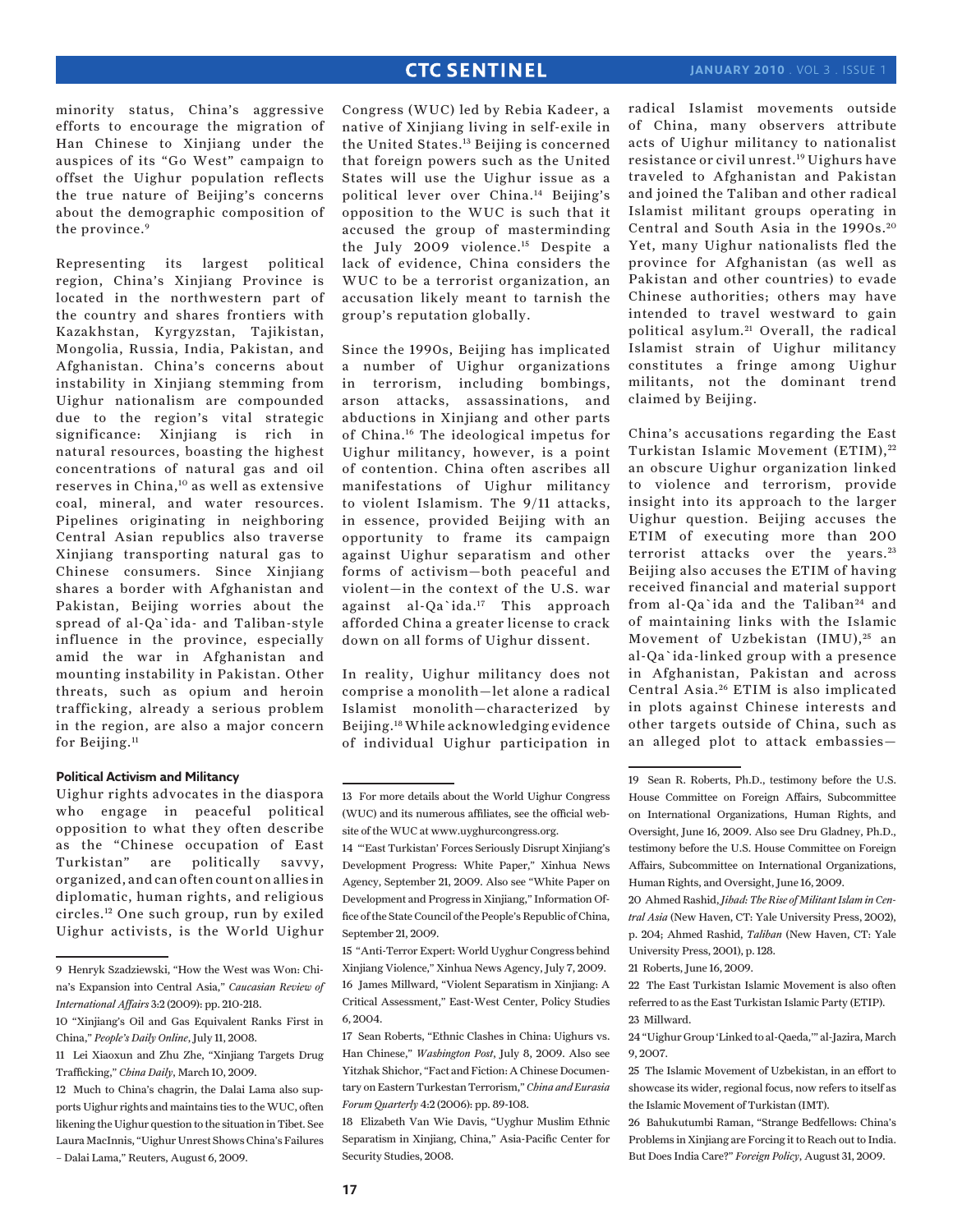minority status, China's aggressive efforts to encourage the migration of Han Chinese to Xinjiang under the auspices of its "Go West" campaign to offset the Uighur population reflects the true nature of Beijing's concerns about the demographic composition of the province.[9]

Representing its largest political region, China's Xinjiang Province is located in the northwestern part of the country and shares frontiers with Kazakhstan, Kyrgyzstan, Tajikistan, Mongolia, Russia, India, Pakistan, and Afghanistan. China's concerns about instability in Xinjiang stemming from Uighur nationalism are compounded due to the region's vital strategic significance: Xinjiang is rich in natural resources, boasting the highest concentrations of natural gas and oil reserves in China,[10] as well as extensive coal, mineral, and water resources. Pipelines originating in neighboring Central Asian republics also traverse Xinjiang transporting natural gas to Chinese consumers. Since Xinjiang shares a border with Afghanistan and Pakistan, Beijing worries about the spread of al-Qa`ida- and Taliban-style influence in the province, especially amid the war in Afghanistan and mounting instability in Pakistan. Other threats, such as opium and heroin trafficking, already a serious problem in the region, are also a major concern for Beijing.[11]

#### Political Activism and Militancy

Uighur rights advocates in the diaspora who engage in peaceful political opposition to what they often describe as the "Chinese occupation of East Turkistan" are politically savvy, organized, and can often count on allies in diplomatic, human rights, and religious circles.[12] One such group, run by exiled Uighur activists, is the World Uighur Congress (WUC) led by Rebia Kadeer, a native of Xinjiang living in self-exile in the United States.[13] Beijing is concerned that foreign powers such as the United States will use the Uighur issue as a political lever over China.[14] Beijing's opposition to the WUC is such that it accused the group of masterminding the July 2009 violence.[15] Despite a lack of evidence, China considers the WUC to be a terrorist organization, an accusation likely meant to tarnish the group's reputation globally.

Since the 1990s, Beijing has implicated a number of Uighur organizations in terrorism, including bombings, arson attacks, assassinations, and abductions in Xinjiang and other parts of China.[16] The ideological impetus for Uighur militancy, however, is a point of contention. China often ascribes all manifestations of Uighur militancy to violent Islamism. The 9/11 attacks, in essence, provided Beijing with an opportunity to frame its campaign against Uighur separatism and other forms of activism—both peaceful and violent—in the context of the U.S. war against al-Qa`ida.[17] This approach afforded China a greater license to crack down on all forms of Uighur dissent.

In reality, Uighur militancy does not comprise a monolith—let alone a radical Islamist monolith—characterized by Beijing.[18] While acknowledging evidence of individual Uighur participation in radical Islamist movements outside of China, many observers attribute acts of Uighur militancy to nationalist resistance or civil unrest.[19] Uighurs have traveled to Afghanistan and Pakistan and joined the Taliban and other radical Islamist militant groups operating in Central and South Asia in the 1990s.[20] Yet, many Uighur nationalists fled the province for Afghanistan (as well as Pakistan and other countries) to evade Chinese authorities; others may have intended to travel westward to gain political asylum.[21] Overall, the radical Islamist strain of Uighur militancy constitutes a fringe among Uighur militants, not the dominant trend claimed by Beijing.

China's accusations regarding the East Turkistan Islamic Movement (ETIM),[22] an obscure Uighur organization linked to violence and terrorism, provide insight into its approach to the larger Uighur question. Beijing accuses the ETIM of executing more than 200 terrorist attacks over the years.[23] Beijing also accuses the ETIM of having received financial and material support from al-Qa`ida and the Taliban[24] and of maintaining links with the Islamic Movement of Uzbekistan (IMU),[25] an al-Qa`ida-linked group with a presence in Afghanistan, Pakistan and across Central Asia.[26] ETIM is also implicated in plots against Chinese interests and other targets outside of China, such as an alleged plot to attack embassies—

---

9 Henryk Szadziewski, "How the West was Won: China's Expansion into Central Asia," *Caucasian Review of International Affairs* 3:2 (2009): pp. 210-218.

10 "Xinjiang's Oil and Gas Equivalent Ranks First in China," *People's Daily Online*, July 11, 2008.

11 Lei Xiaoxun and Zhu Zhe, "Xinjiang Targets Drug Trafficking," *China Daily*, March 10, 2009.

12 Much to China's chagrin, the Dalai Lama also supports Uighur rights and maintains ties to the WUC, often likening the Uighur question to the situation in Tibet. See Laura MacInnis, "Uighur Unrest Shows China's Failures – Dalai Lama," Reuters, August 6, 2009.

13 For more details about the World Uighur Congress (WUC) and its numerous affiliates, see the official website of the WUC at www.uyghurcongress.org.

14 "'East Turkistan' Forces Seriously Disrupt Xinjiang's Development Progress: White Paper," Xinhua News Agency, September 21, 2009. Also see "White Paper on Development and Progress in Xinjiang," Information Office of the State Council of the People's Republic of China, September 21, 2009.

15 "Anti-Terror Expert: World Uyghur Congress behind Xinjiang Violence," Xinhua News Agency, July 7, 2009.

16 James Millward, "Violent Separatism in Xinjiang: A Critical Assessment," East-West Center, Policy Studies 6, 2004.

17 Sean Roberts, "Ethnic Clashes in China: Uighurs vs. Han Chinese," *Washington Post*, July 8, 2009. Also see Yitzhak Shichor, "Fact and Fiction: A Chinese Documentary on Eastern Turkestan Terrorism," *China and Eurasia Forum Quarterly* 4:2 (2006): pp. 89-108.

18 Elizabeth Van Wie Davis, "Uyghur Muslim Ethnic Separatism in Xinjiang, China," Asia-Pacific Center for Security Studies, 2008.

19 Sean R. Roberts, Ph.D., testimony before the U.S. House Committee on Foreign Affairs, Subcommittee on International Organizations, Human Rights, and Oversight, June 16, 2009. Also see Dru Gladney, Ph.D., testimony before the U.S. House Committee on Foreign Affairs, Subcommittee on International Organizations, Human Rights, and Oversight, June 16, 2009.

20 Ahmed Rashid, *Jihad: The Rise of Militant Islam in Central Asia* (New Haven, CT: Yale University Press, 2002), p. 204; Ahmed Rashid, *Taliban* (New Haven, CT: Yale University Press, 2001), p. 128.

21 Roberts, June 16, 2009.

22 The East Turkistan Islamic Movement is also often referred to as the East Turkistan Islamic Party (ETIP).

23 Millward.

24 "Uighur Group 'Linked to al-Qaeda,'" al-Jazira, March 9, 2007.

25 The Islamic Movement of Uzbekistan, in an effort to showcase its wider, regional focus, now refers to itself as the Islamic Movement of Turkistan (IMT).

26 Bahukutumbi Raman, "Strange Bedfellows: China's Problems in Xinjiang are Forcing it to Reach out to India. But Does India Care?" *Foreign Policy*, August 31, 2009.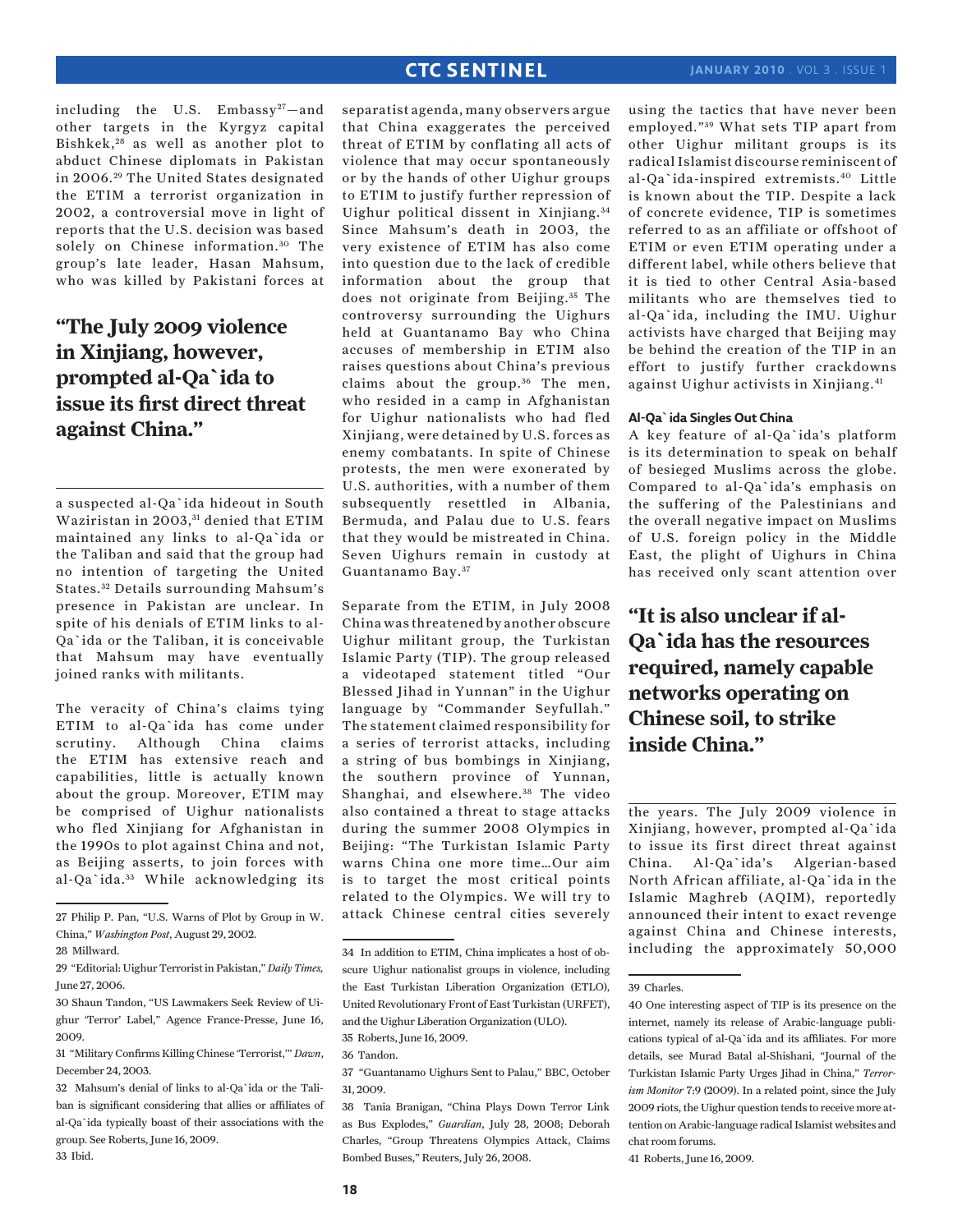including the U.S. Embassy[27]—and other targets in the Kyrgyz capital Bishkek,[28] as well as another plot to abduct Chinese diplomats in Pakistan in 2006.[29] The United States designated the ETIM a terrorist organization in 2002, a controversial move in light of reports that the U.S. decision was based solely on Chinese information.[30] The group's late leader, Hasan Mahsum, who was killed by Pakistani forces at a suspected al-Qa`ida hideout in South Waziristan in 2003,[31] denied that ETIM maintained any links to al-Qa`ida or the Taliban and said that the group had no intention of targeting the United States.[32] Details surrounding Mahsum's presence in Pakistan are unclear. In spite of his denials of ETIM links to al-Qa`ida or the Taliban, it is conceivable that Mahsum may have eventually joined ranks with militants.

> **"The July 2009 violence in Xinjiang, however, prompted al-Qa`ida to issue its first direct threat against China."**

The veracity of China's claims tying ETIM to al-Qa`ida has come under scrutiny. Although China claims the ETIM has extensive reach and capabilities, little is actually known about the group. Moreover, ETIM may be comprised of Uighur nationalists who fled Xinjiang for Afghanistan in the 1990s to plot against China and not, as Beijing asserts, to join forces with al-Qa`ida.[33] While acknowledging its separatist agenda, many observers argue that China exaggerates the perceived threat of ETIM by conflating all acts of violence that may occur spontaneously or by the hands of other Uighur groups to ETIM to justify further repression of Uighur political dissent in Xinjiang.[34] Since Mahsum's death in 2003, the very existence of ETIM has also come into question due to the lack of credible information about the group that does not originate from Beijing.[35] The controversy surrounding the Uighurs held at Guantanamo Bay who China accuses of membership in ETIM also raises questions about China's previous claims about the group.[36] The men, who resided in a camp in Afghanistan for Uighur nationalists who had fled Xinjiang, were detained by U.S. forces as enemy combatants. In spite of Chinese protests, the men were exonerated by U.S. authorities, with a number of them subsequently resettled in Albania, Bermuda, and Palau due to U.S. fears that they would be mistreated in China. Seven Uighurs remain in custody at Guantanamo Bay.[37]

Separate from the ETIM, in July 2008 China was threatened by another obscure Uighur militant group, the Turkistan Islamic Party (TIP). The group released a videotaped statement titled "Our Blessed Jihad in Yunnan" in the Uighur language by "Commander Seyfullah." The statement claimed responsibility for a series of terrorist attacks, including a string of bus bombings in Xinjiang, the southern province of Yunnan, Shanghai, and elsewhere.[38] The video also contained a threat to stage attacks during the summer 2008 Olympics in Beijing: "The Turkistan Islamic Party warns China one more time…Our aim is to target the most critical points related to the Olympics. We will try to attack Chinese central cities severely using the tactics that have never been employed."[39] What sets TIP apart from other Uighur militant groups is its radical Islamist discourse reminiscent of al-Qa`ida-inspired extremists.[40] Little is known about the TIP. Despite a lack of concrete evidence, TIP is sometimes referred to as an affiliate or offshoot of ETIM or even ETIM operating under a different label, while others believe that it is tied to other Central Asia-based militants who are themselves tied to al-Qa`ida, including the IMU. Uighur activists have charged that Beijing may be behind the creation of the TIP in an effort to justify further crackdowns against Uighur activists in Xinjiang.[41]

#### Al-Qa`ida Singles Out China

A key feature of al-Qa`ida's platform is its determination to speak on behalf of besieged Muslims across the globe. Compared to al-Qa`ida's emphasis on the suffering of the Palestinians and the overall negative impact on Muslims of U.S. foreign policy in the Middle East, the plight of Uighurs in China has received only scant attention over the years. The July 2009 violence in Xinjiang, however, prompted al-Qa`ida to issue its first direct threat against China. Al-Qa`ida's Algerian-based North African affiliate, al-Qa`ida in the Islamic Maghreb (AQIM), reportedly announced their intent to exact revenge against China and Chinese interests, including the approximately 50,000

> **"It is also unclear if al-Qa`ida has the resources required, namely capable networks operating on Chinese soil, to strike inside China."**

---

27 Philip P. Pan, "U.S. Warns of Plot by Group in W. China," *Washington Post*, August 29, 2002.

28 Millward.

29 "Editorial: Uighur Terrorist in Pakistan," *Daily Times*, June 27, 2006.

30 Shaun Tandon, "US Lawmakers Seek Review of Uighur 'Terror' Label," Agence France-Presse, June 16, 2009.

31 "Military Confirms Killing Chinese 'Terrorist,'" *Dawn*, December 24, 2003.

32 Mahsum's denial of links to al-Qa`ida or the Taliban is significant considering that allies or affiliates of al-Qa`ida typically boast of their associations with the group. See Roberts, June 16, 2009.

33 Ibid.

34 In addition to ETIM, China implicates a host of obscure Uighur nationalist groups in violence, including the East Turkistan Liberation Organization (ETLO), United Revolutionary Front of East Turkistan (URFET), and the Uighur Liberation Organization (ULO).

35 Roberts, June 16, 2009.

36 Tandon.

37 "Guantanamo Uighurs Sent to Palau," BBC, October 31, 2009.

38 Tania Branigan, "China Plays Down Terror Link as Bus Explodes," *Guardian*, July 28, 2008; Deborah Charles, "Group Threatens Olympics Attack, Claims Bombed Buses," Reuters, July 26, 2008.

39 Charles.

40 One interesting aspect of TIP is its presence on the internet, namely its release of Arabic-language publications typical of al-Qa`ida and its affiliates. For more details, see Murad Batal al-Shishani, "Journal of the Turkistan Islamic Party Urges Jihad in China," *Terrorism Monitor* 7:9 (2009). In a related point, since the July 2009 riots, the Uighur question tends to receive more attention on Arabic-language radical Islamist websites and chat room forums.

41 Roberts, June 16, 2009.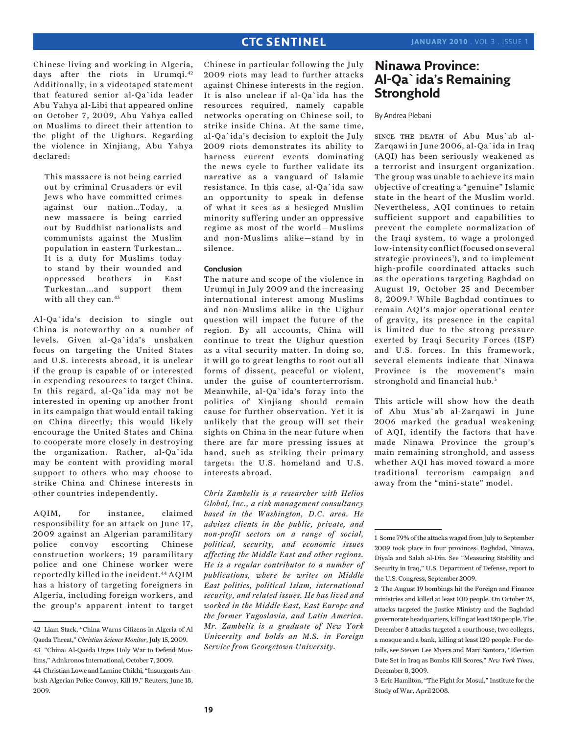Chinese living and working in Algeria, days after the riots in Urumqi.[42] Additionally, in a videotaped statement that featured senior al-Qa`ida leader Abu Yahya al-Libi that appeared online on October 7, 2009, Abu Yahya called on Muslims to direct their attention to the plight of the Uighurs. Regarding the violence in Xinjiang, Abu Yahya declared:

> This massacre is not being carried out by criminal Crusaders or evil Jews who have committed crimes against our nation…Today, a new massacre is being carried out by Buddhist nationalists and communists against the Muslim population in eastern Turkestan… It is a duty for Muslims today to stand by their wounded and oppressed brothers in East Turkestan…and support them with all they can.[43]

Al-Qa`ida's decision to single out China is noteworthy on a number of levels. Given al-Qa`ida's unshaken focus on targeting the United States and U.S. interests abroad, it is unclear if the group is capable of or interested in expending resources to target China. In this regard, al-Qa`ida may not be interested in opening up another front in its campaign that would entail taking on China directly; this would likely encourage the United States and China to cooperate more closely in destroying the organization. Rather, al-Qa`ida may be content with providing moral support to others who may choose to strike China and Chinese interests in other countries independently.

AQIM, for instance, claimed responsibility for an attack on June 17, 2009 against an Algerian paramilitary police convoy escorting Chinese construction workers; 19 paramilitary police and one Chinese worker were reportedly killed in the incident.[44] AQIM has a history of targeting foreigners in Algeria, including foreign workers, and the group's apparent intent to target Chinese in particular following the July 2009 riots may lead to further attacks against Chinese interests in the region. It is also unclear if al-Qa`ida has the resources required, namely capable networks operating on Chinese soil, to strike inside China. At the same time, al-Qa`ida's decision to exploit the July 2009 riots demonstrates its ability to harness current events dominating the news cycle to further validate its narrative as a vanguard of Islamic resistance. In this case, al-Qa`ida saw an opportunity to speak in defense of what it sees as a besieged Muslim minority suffering under an oppressive regime as most of the world—Muslims and non-Muslims alike—stand by in silence.

### Conclusion

The nature and scope of the violence in Urumqi in July 2009 and the increasing international interest among Muslims and non-Muslims alike in the Uighur question will impact the future of the region. By all accounts, China will continue to treat the Uighur question as a vital security matter. In doing so, it will go to great lengths to root out all forms of dissent, peaceful or violent, under the guise of counterterrorism. Meanwhile, al-Qa`ida's foray into the politics of Xinjiang should remain cause for further observation. Yet it is unlikely that the group will set their sights on China in the near future when there are far more pressing issues at hand, such as striking their primary targets: the U.S. homeland and U.S. interests abroad.

*Chris Zambelis is a researcher with Helios Global, Inc., a risk management consultancy based in the Washington, D.C. area. He advises clients in the public, private, and non-profit sectors on a range of social, political, security, and economic issues affecting the Middle East and other regions. He is a regular contributor to a number of publications, where he writes on Middle East politics, political Islam, international security, and related issues. He has lived and worked in the Middle East, East Europe and the former Yugoslavia, and Latin America. Mr. Zambelis is a graduate of New York University and holds an M.S. in Foreign Service from Georgetown University.*

42 Liam Stack, "China Warns Citizens in Algeria of Al Qaeda Threat," *Christian Science Monitor*, July 15, 2009.

43 "China: Al-Qaeda Urges Holy War to Defend Muslims," Adnkronos International, October 7, 2009.

44 Christian Lowe and Lamine Chikhi, "Insurgents Ambush Algerian Police Convoy, Kill 19," Reuters, June 18, 2009.

# Ninawa Province: Al-Qa`ida's Remaining Stronghold

By Andrea Plebani

Since the death of Abu Mus`ab al-Zarqawi in June 2006, al-Qa`ida in Iraq (AQI) has been seriously weakened as a terrorist and insurgent organization. The group was unable to achieve its main objective of creating a "genuine" Islamic state in the heart of the Muslim world. Nevertheless, AQI continues to retain sufficient support and capabilities to prevent the complete normalization of the Iraqi system, to wage a prolonged low-intensity conflict (focused on several strategic provinces[1]), and to implement high-profile coordinated attacks such as the operations targeting Baghdad on August 19, October 25 and December 8, 2009.[2] While Baghdad continues to remain AQI's major operational center of gravity, its presence in the capital is limited due to the strong pressure exerted by Iraqi Security Forces (ISF) and U.S. forces. In this framework, several elements indicate that Ninawa Province is the movement's main stronghold and financial hub.[3]

This article will show how the death of Abu Mus`ab al-Zarqawi in June 2006 marked the gradual weakening of AQI, identify the factors that have made Ninawa Province the group's main remaining stronghold, and assess whether AQI has moved toward a more traditional terrorism campaign and away from the "mini-state" model.

1 Some 79% of the attacks waged from July to September 2009 took place in four provinces: Baghdad, Ninawa, Diyala and Salah al-Din. See "Measuring Stability and Security in Iraq," U.S. Department of Defense, report to the U.S. Congress, September 2009.

2 The August 19 bombings hit the Foreign and Finance ministries and killed at least 100 people. On October 25, attacks targeted the Justice Ministry and the Baghdad governorate headquarters, killing at least 150 people. The December 8 attacks targeted a courthouse, two colleges, a mosque and a bank, killing at least 120 people. For details, see Steven Lee Myers and Marc Santora, "Election Date Set in Iraq as Bombs Kill Scores," *New York Times*, December 8, 2009.

3 Eric Hamilton, "The Fight for Mosul," Institute for the Study of War, April 2008.